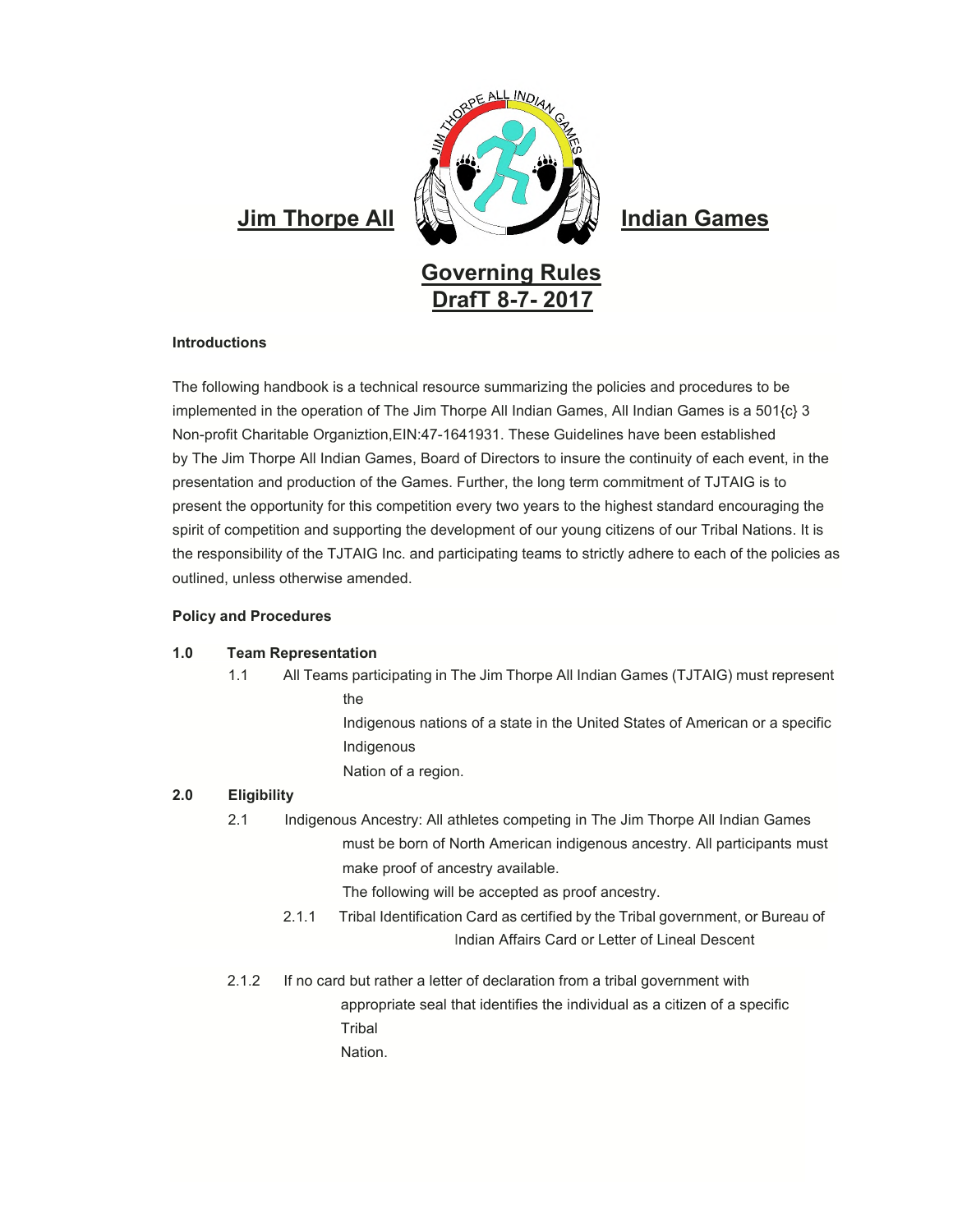# Jim Thorpe All Indian Games

## Governing Rules
## DrafT 8-7- 2017

**Introductions**

The following handbook is a technical resource summarizing the policies and procedures to be implemented in the operation of The Jim Thorpe All Indian Games, All Indian Games is a 501{c} 3 Non-profit Charitable Organiztion,EIN:47-1641931. These Guidelines have been established by The Jim Thorpe All Indian Games, Board of Directors to insure the continuity of each event, in the presentation and production of the Games. Further, the long term commitment of TJTAIG is to present the opportunity for this competition every two years to the highest standard encouraging the spirit of competition and supporting the development of our young citizens of our Tribal Nations. It is the responsibility of the TJTAIG Inc. and participating teams to strictly adhere to each of the policies as outlined, unless otherwise amended.

**Policy and Procedures**

**1.0 Team Representation**

1.1 All Teams participating in The Jim Thorpe All Indian Games (TJTAIG) must represent the Indigenous nations of a state in the United States of American or a specific Indigenous Nation of a region.

**2.0 Eligibility**

2.1 Indigenous Ancestry: All athletes competing in The Jim Thorpe All Indian Games must be born of North American indigenous ancestry. All participants must make proof of ancestry available.

The following will be accepted as proof ancestry.

2.1.1 Tribal Identification Card as certified by the Tribal government, or Bureau of Indian Affairs Card or Letter of Lineal Descent

2.1.2 If no card but rather a letter of declaration from a tribal government with appropriate seal that identifies the individual as a citizen of a specific Tribal Nation.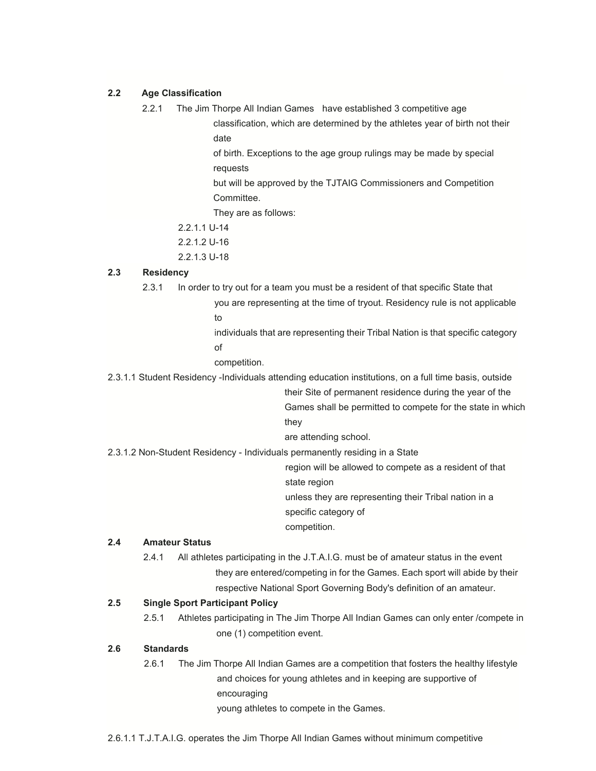## 2.2 Age Classification

2.2.1 The Jim Thorpe All Indian Games have established 3 competitive age classification, which are determined by the athletes year of birth not their date of birth. Exceptions to the age group rulings may be made by special requests but will be approved by the TJTAIG Commissioners and Competition Committee. They are as follows:

2.2.1.1 U-14

2.2.1.2 U-16

2.2.1.3 U-18

## 2.3 Residency

2.3.1 In order to try out for a team you must be a resident of that specific State that you are representing at the time of tryout. Residency rule is not applicable to individuals that are representing their Tribal Nation is that specific category of competition.

2.3.1.1 Student Residency -Individuals attending education institutions, on a full time basis, outside their Site of permanent residence during the year of the Games shall be permitted to compete for the state in which they are attending school.

2.3.1.2 Non-Student Residency - Individuals permanently residing in a State region will be allowed to compete as a resident of that state region unless they are representing their Tribal nation in a specific category of competition.

## 2.4 Amateur Status

2.4.1 All athletes participating in the J.T.A.I.G. must be of amateur status in the event they are entered/competing in for the Games. Each sport will abide by their respective National Sport Governing Body's definition of an amateur.

## 2.5 Single Sport Participant Policy

2.5.1 Athletes participating in The Jim Thorpe All Indian Games can only enter /compete in one (1) competition event.

## 2.6 Standards

2.6.1 The Jim Thorpe All Indian Games are a competition that fosters the healthy lifestyle and choices for young athletes and in keeping are supportive of encouraging young athletes to compete in the Games.

2.6.1.1 T.J.T.A.I.G. operates the Jim Thorpe All Indian Games without minimum competitive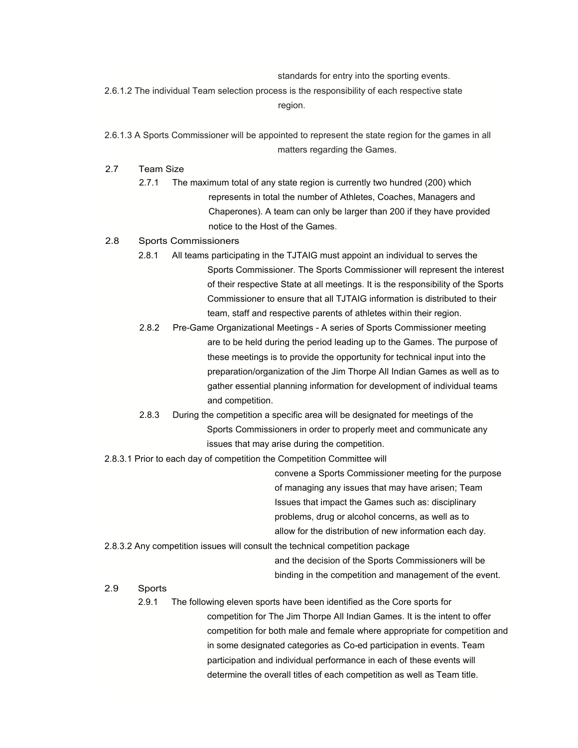standards for entry into the sporting events.

2.6.1.2 The individual Team selection process is the responsibility of each respective state region.

2.6.1.3 A Sports Commissioner will be appointed to represent the state region for the games in all matters regarding the Games.

2.7 Team Size

2.7.1 The maximum total of any state region is currently two hundred (200) which represents in total the number of Athletes, Coaches, Managers and Chaperones). A team can only be larger than 200 if they have provided notice to the Host of the Games.

2.8 Sports Commissioners

2.8.1 All teams participating in the TJTAIG must appoint an individual to serves the Sports Commissioner. The Sports Commissioner will represent the interest of their respective State at all meetings. It is the responsibility of the Sports Commissioner to ensure that all TJTAIG information is distributed to their team, staff and respective parents of athletes within their region.

2.8.2 Pre-Game Organizational Meetings - A series of Sports Commissioner meeting are to be held during the period leading up to the Games. The purpose of these meetings is to provide the opportunity for technical input into the preparation/organization of the Jim Thorpe All Indian Games as well as to gather essential planning information for development of individual teams and competition.

2.8.3 During the competition a specific area will be designated for meetings of the Sports Commissioners in order to properly meet and communicate any issues that may arise during the competition.

2.8.3.1 Prior to each day of competition the Competition Committee will convene a Sports Commissioner meeting for the purpose of managing any issues that may have arisen; Team Issues that impact the Games such as: disciplinary problems, drug or alcohol concerns, as well as to allow for the distribution of new information each day.

2.8.3.2 Any competition issues will consult the technical competition package and the decision of the Sports Commissioners will be binding in the competition and management of the event.

2.9 Sports

2.9.1 The following eleven sports have been identified as the Core sports for competition for The Jim Thorpe All Indian Games. It is the intent to offer competition for both male and female where appropriate for competition and in some designated categories as Co-ed participation in events. Team participation and individual performance in each of these events will determine the overall titles of each competition as well as Team title.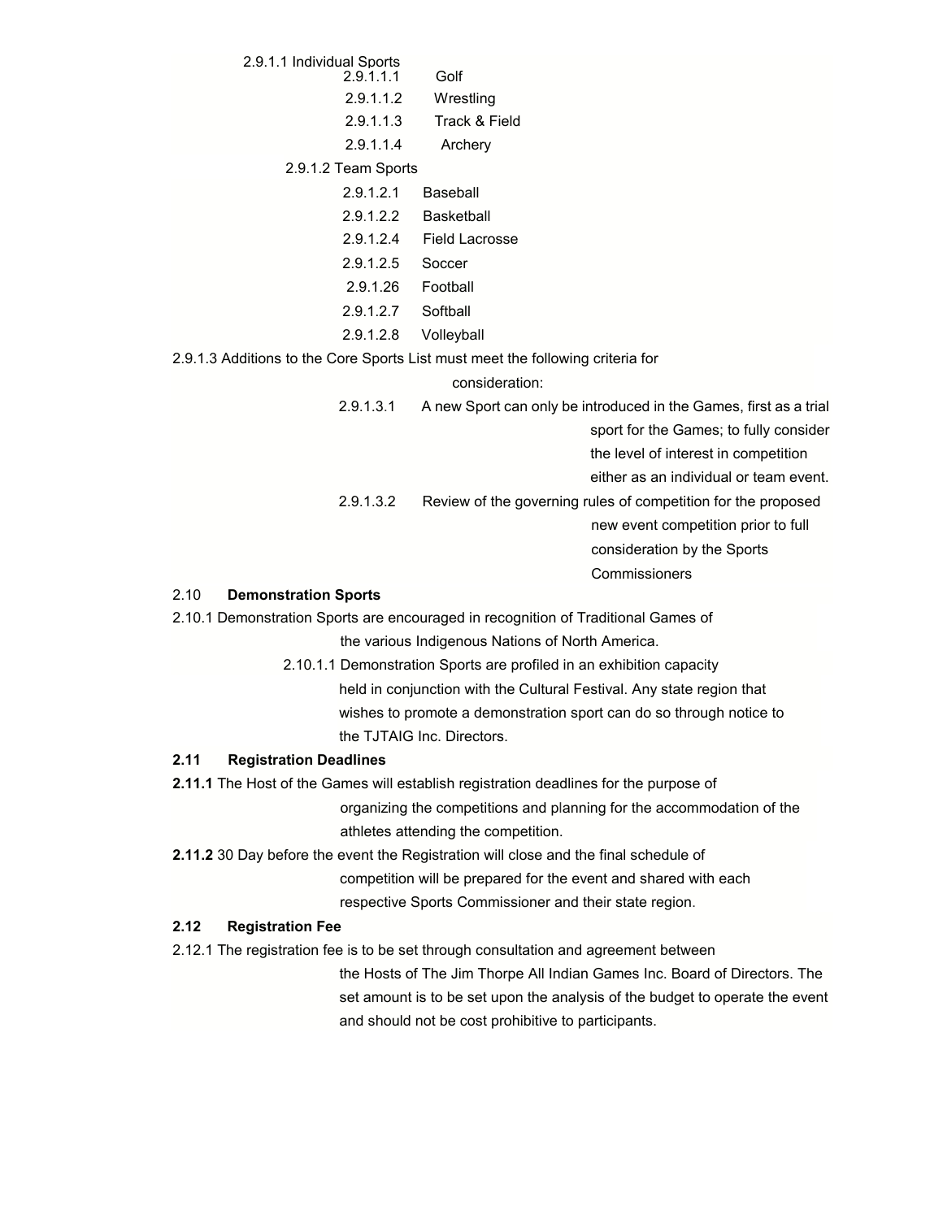2.9.1.1 Individual Sports

- 2.9.1.1.1 Golf
- 2.9.1.1.2 Wrestling
- 2.9.1.1.3 Track & Field
- 2.9.1.1.4 Archery

2.9.1.2 Team Sports

- 2.9.1.2.1 Baseball
- 2.9.1.2.2 Basketball
- 2.9.1.2.4 Field Lacrosse
- 2.9.1.2.5 Soccer
- 2.9.1.26 Football
- 2.9.1.2.7 Softball
- 2.9.1.2.8 Volleyball

2.9.1.3 Additions to the Core Sports List must meet the following criteria for consideration:

- 2.9.1.3.1 A new Sport can only be introduced in the Games, first as a trial sport for the Games; to fully consider the level of interest in competition either as an individual or team event.
- 2.9.1.3.2 Review of the governing rules of competition for the proposed new event competition prior to full consideration by the Sports Commissioners

## 2.10 **Demonstration Sports**

2.10.1 Demonstration Sports are encouraged in recognition of Traditional Games of the various Indigenous Nations of North America.

2.10.1.1 Demonstration Sports are profiled in an exhibition capacity held in conjunction with the Cultural Festival. Any state region that wishes to promote a demonstration sport can do so through notice to the TJTAIG Inc. Directors.

## **2.11 Registration Deadlines**

**2.11.1** The Host of the Games will establish registration deadlines for the purpose of organizing the competitions and planning for the accommodation of the athletes attending the competition.

**2.11.2** 30 Day before the event the Registration will close and the final schedule of competition will be prepared for the event and shared with each respective Sports Commissioner and their state region.

## **2.12 Registration Fee**

2.12.1 The registration fee is to be set through consultation and agreement between the Hosts of The Jim Thorpe All Indian Games Inc. Board of Directors. The set amount is to be set upon the analysis of the budget to operate the event and should not be cost prohibitive to participants.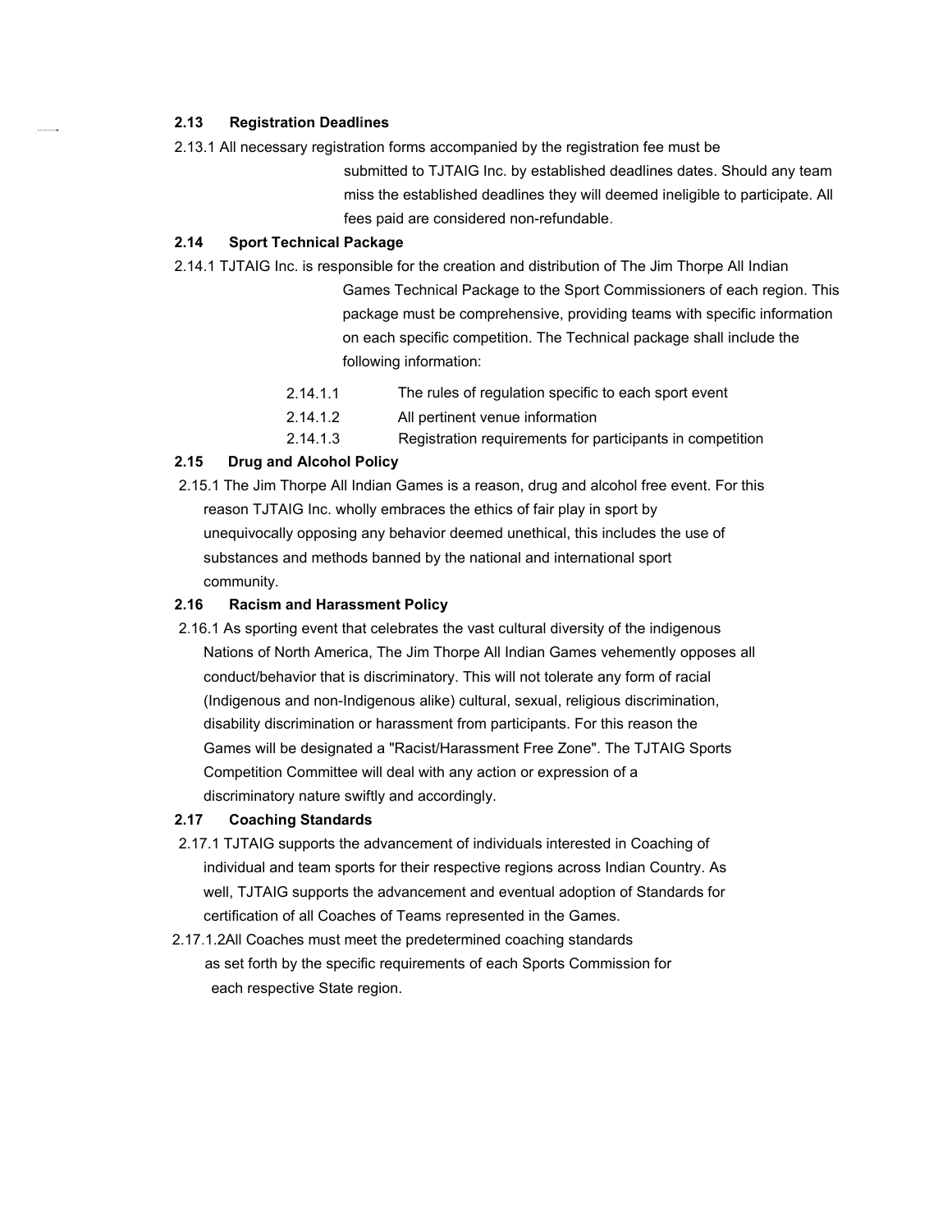**2.13 Registration Deadlines**

2.13.1 All necessary registration forms accompanied by the registration fee must be submitted to TJTAIG Inc. by established deadlines dates. Should any team miss the established deadlines they will deemed ineligible to participate. All fees paid are considered non-refundable.

**2.14 Sport Technical Package**

2.14.1 TJTAIG Inc. is responsible for the creation and distribution of The Jim Thorpe All Indian Games Technical Package to the Sport Commissioners of each region. This package must be comprehensive, providing teams with specific information on each specific competition. The Technical package shall include the following information:

- 2.14.1.1 The rules of regulation specific to each sport event
- 2.14.1.2 All pertinent venue information
- 2.14.1.3 Registration requirements for participants in competition

**2.15 Drug and Alcohol Policy**

2.15.1 The Jim Thorpe All Indian Games is a reason, drug and alcohol free event. For this reason TJTAIG Inc. wholly embraces the ethics of fair play in sport by unequivocally opposing any behavior deemed unethical, this includes the use of substances and methods banned by the national and international sport community.

**2.16 Racism and Harassment Policy**

2.16.1 As sporting event that celebrates the vast cultural diversity of the indigenous Nations of North America, The Jim Thorpe All Indian Games vehemently opposes all conduct/behavior that is discriminatory. This will not tolerate any form of racial (Indigenous and non-Indigenous alike) cultural, sexual, religious discrimination, disability discrimination or harassment from participants. For this reason the Games will be designated a "Racist/Harassment Free Zone". The TJTAIG Sports Competition Committee will deal with any action or expression of a discriminatory nature swiftly and accordingly.

**2.17 Coaching Standards**

2.17.1 TJTAIG supports the advancement of individuals interested in Coaching of individual and team sports for their respective regions across Indian Country. As well, TJTAIG supports the advancement and eventual adoption of Standards for certification of all Coaches of Teams represented in the Games.

2.17.1.2All Coaches must meet the predetermined coaching standards as set forth by the specific requirements of each Sports Commission for each respective State region.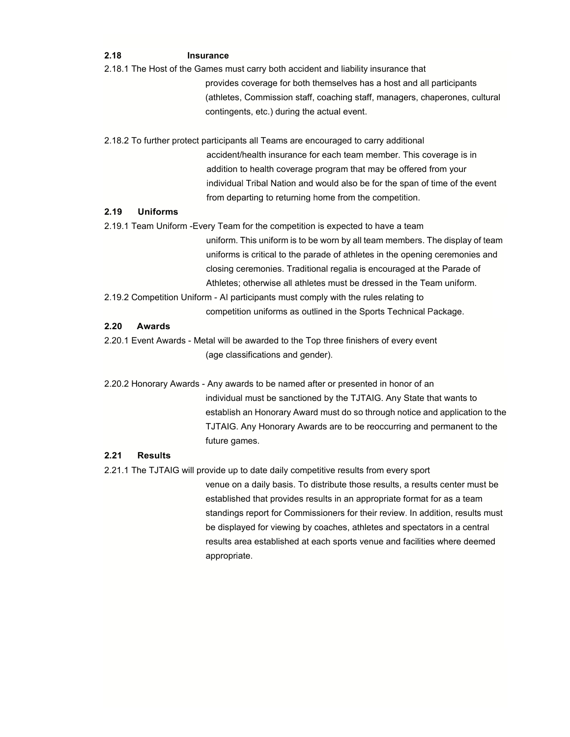**2.18 Insurance**

2.18.1 The Host of the Games must carry both accident and liability insurance that provides coverage for both themselves has a host and all participants (athletes, Commission staff, coaching staff, managers, chaperones, cultural contingents, etc.) during the actual event.

2.18.2 To further protect participants all Teams are encouraged to carry additional accident/health insurance for each team member. This coverage is in addition to health coverage program that may be offered from your individual Tribal Nation and would also be for the span of time of the event from departing to returning home from the competition.

**2.19 Uniforms**

2.19.1 Team Uniform -Every Team for the competition is expected to have a team uniform. This uniform is to be worn by all team members. The display of team uniforms is critical to the parade of athletes in the opening ceremonies and closing ceremonies. Traditional regalia is encouraged at the Parade of Athletes; otherwise all athletes must be dressed in the Team uniform.

2.19.2 Competition Uniform - Al participants must comply with the rules relating to competition uniforms as outlined in the Sports Technical Package.

**2.20 Awards**

2.20.1 Event Awards - Metal will be awarded to the Top three finishers of every event (age classifications and gender).

2.20.2 Honorary Awards - Any awards to be named after or presented in honor of an individual must be sanctioned by the TJTAIG. Any State that wants to establish an Honorary Award must do so through notice and application to the TJTAIG. Any Honorary Awards are to be reoccurring and permanent to the future games.

**2.21 Results**

2.21.1 The TJTAIG will provide up to date daily competitive results from every sport venue on a daily basis. To distribute those results, a results center must be established that provides results in an appropriate format for as a team standings report for Commissioners for their review. In addition, results must be displayed for viewing by coaches, athletes and spectators in a central results area established at each sports venue and facilities where deemed appropriate.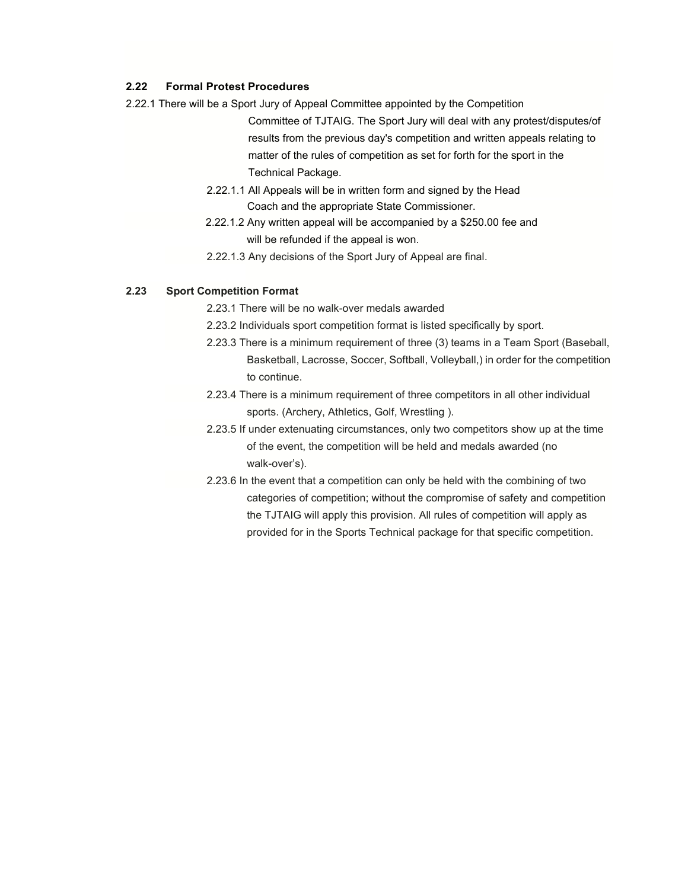### 2.22 Formal Protest Procedures

2.22.1 There will be a Sport Jury of Appeal Committee appointed by the Competition Committee of TJTAIG. The Sport Jury will deal with any protest/disputes/of results from the previous day's competition and written appeals relating to matter of the rules of competition as set for forth for the sport in the Technical Package.

- 2.22.1.1 All Appeals will be in written form and signed by the Head Coach and the appropriate State Commissioner.
- 2.22.1.2 Any written appeal will be accompanied by a $250.00 fee and will be refunded if the appeal is won.
- 2.22.1.3 Any decisions of the Sport Jury of Appeal are final.

### 2.23 Sport Competition Format

- 2.23.1 There will be no walk-over medals awarded
- 2.23.2 Individuals sport competition format is listed specifically by sport.
- 2.23.3 There is a minimum requirement of three (3) teams in a Team Sport (Baseball, Basketball, Lacrosse, Soccer, Softball, Volleyball,) in order for the competition to continue.
- 2.23.4 There is a minimum requirement of three competitors in all other individual sports. (Archery, Athletics, Golf, Wrestling ).
- 2.23.5 If under extenuating circumstances, only two competitors show up at the time of the event, the competition will be held and medals awarded (no walk-over's).
- 2.23.6 In the event that a competition can only be held with the combining of two categories of competition; without the compromise of safety and competition the TJTAIG will apply this provision. All rules of competition will apply as provided for in the Sports Technical package for that specific competition.